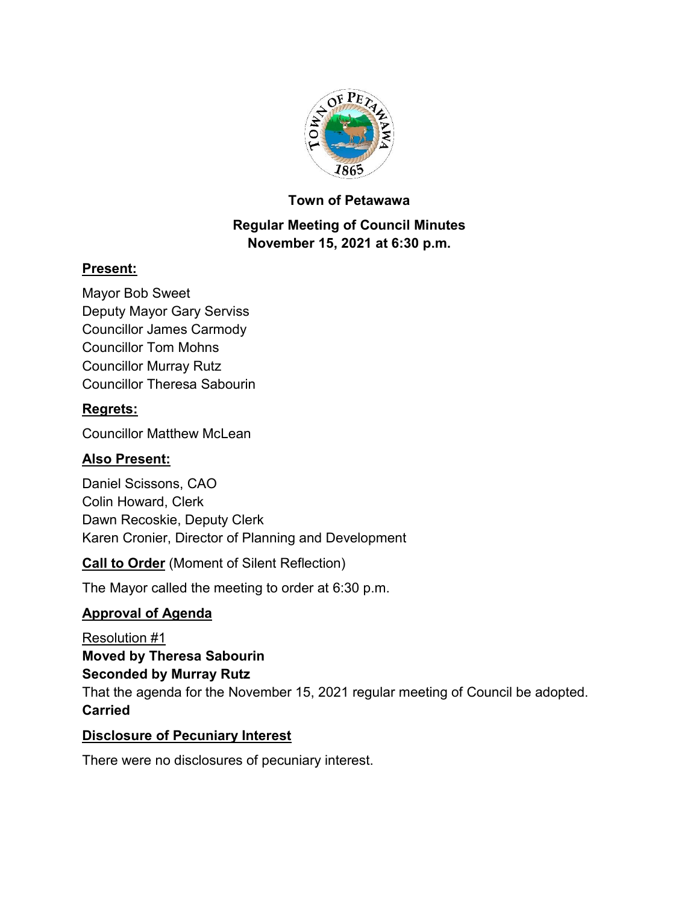# Town of Petawawa

## Regular Meeting of Council Minutes
## November 15, 2021 at 6:30 p.m.

### Present:

Mayor Bob Sweet
Deputy Mayor Gary Serviss
Councillor James Carmody
Councillor Tom Mohns
Councillor Murray Rutz
Councillor Theresa Sabourin

### Regrets:

Councillor Matthew McLean

### Also Present:

Daniel Scissons, CAO
Colin Howard, Clerk
Dawn Recoskie, Deputy Clerk
Karen Cronier, Director of Planning and Development

### Call to Order (Moment of Silent Reflection)

The Mayor called the meeting to order at 6:30 p.m.

### Approval of Agenda

Resolution #1
**Moved by Theresa Sabourin**
**Seconded by Murray Rutz**
That the agenda for the November 15, 2021 regular meeting of Council be adopted.
**Carried**

### Disclosure of Pecuniary Interest

There were no disclosures of pecuniary interest.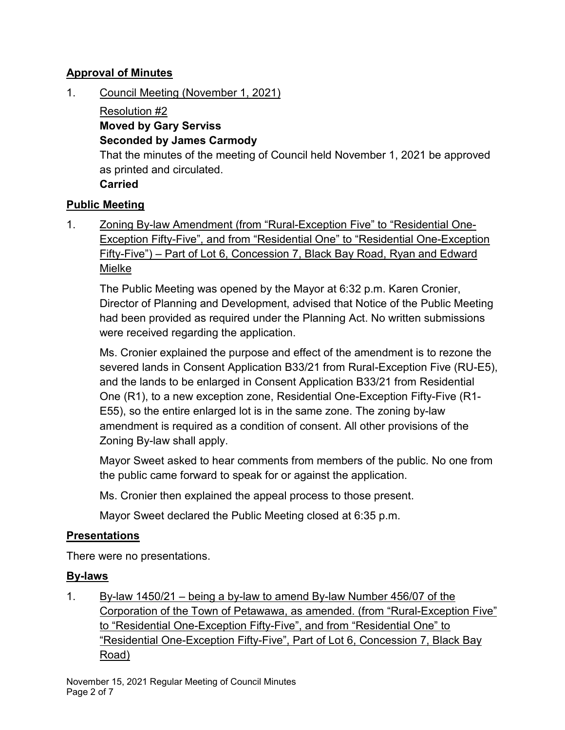## Approval of Minutes

1. Council Meeting (November 1, 2021)

   Resolution #2
   **Moved by Gary Serviss**
   **Seconded by James Carmody**
   That the minutes of the meeting of Council held November 1, 2021 be approved as printed and circulated.
   **Carried**

## Public Meeting

1. Zoning By-law Amendment (from "Rural-Exception Five" to "Residential One-Exception Fifty-Five", and from "Residential One" to "Residential One-Exception Fifty-Five") – Part of Lot 6, Concession 7, Black Bay Road, Ryan and Edward Mielke

   The Public Meeting was opened by the Mayor at 6:32 p.m. Karen Cronier, Director of Planning and Development, advised that Notice of the Public Meeting had been provided as required under the Planning Act. No written submissions were received regarding the application.

   Ms. Cronier explained the purpose and effect of the amendment is to rezone the severed lands in Consent Application B33/21 from Rural-Exception Five (RU-E5), and the lands to be enlarged in Consent Application B33/21 from Residential One (R1), to a new exception zone, Residential One-Exception Fifty-Five (R1-E55), so the entire enlarged lot is in the same zone. The zoning by-law amendment is required as a condition of consent. All other provisions of the Zoning By-law shall apply.

   Mayor Sweet asked to hear comments from members of the public. No one from the public came forward to speak for or against the application.

   Ms. Cronier then explained the appeal process to those present.

   Mayor Sweet declared the Public Meeting closed at 6:35 p.m.

## Presentations

There were no presentations.

## By-laws

1. By-law 1450/21 – being a by-law to amend By-law Number 456/07 of the Corporation of the Town of Petawawa, as amended. (from "Rural-Exception Five" to "Residential One-Exception Fifty-Five", and from "Residential One" to "Residential One-Exception Fifty-Five", Part of Lot 6, Concession 7, Black Bay Road)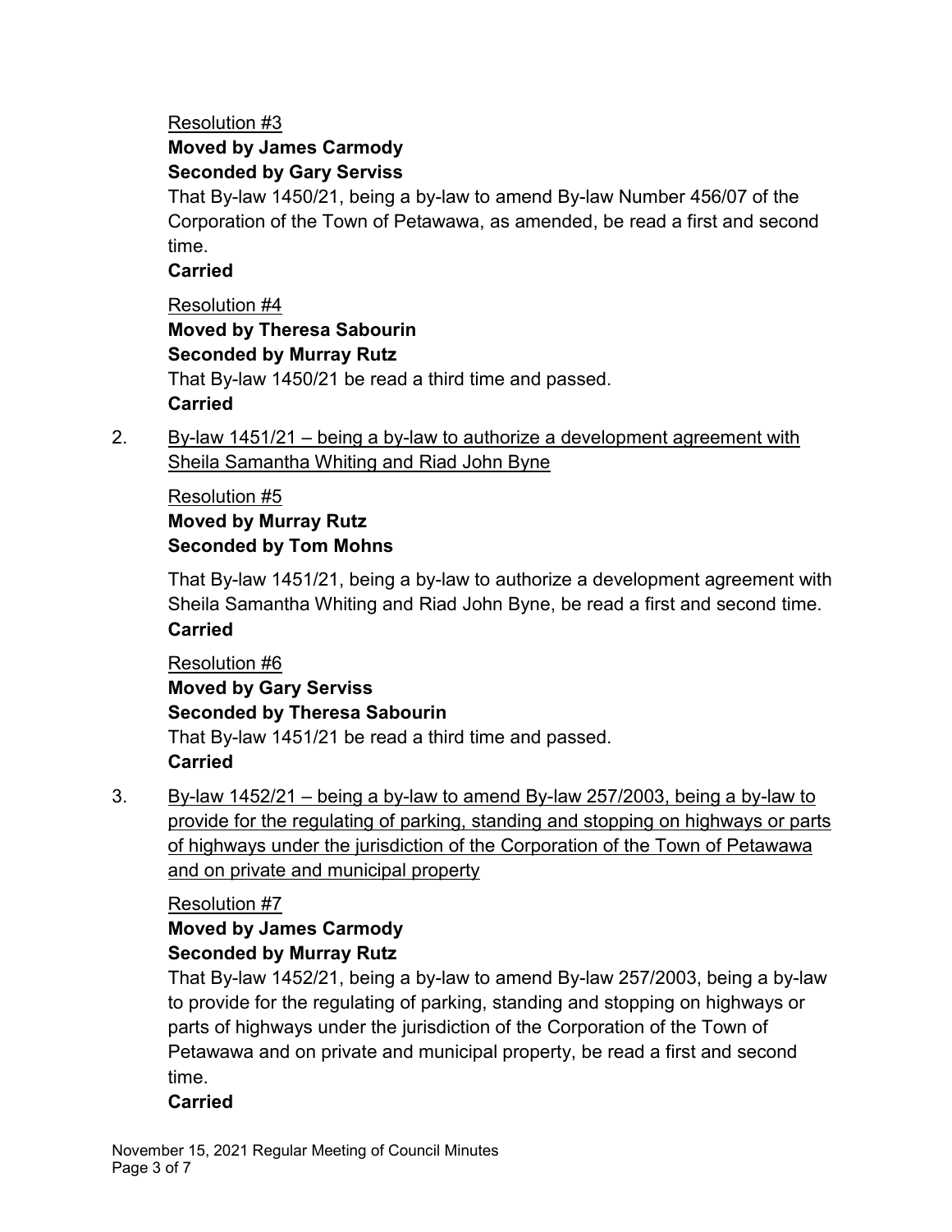Resolution #3

**Moved by James Carmody**

**Seconded by Gary Serviss**

That By-law 1450/21, being a by-law to amend By-law Number 456/07 of the Corporation of the Town of Petawawa, as amended, be read a first and second time.

**Carried**

Resolution #4

**Moved by Theresa Sabourin**

**Seconded by Murray Rutz**

That By-law 1450/21 be read a third time and passed.

**Carried**

2. By-law 1451/21 – being a by-law to authorize a development agreement with Sheila Samantha Whiting and Riad John Byne

Resolution #5

**Moved by Murray Rutz**

**Seconded by Tom Mohns**

That By-law 1451/21, being a by-law to authorize a development agreement with Sheila Samantha Whiting and Riad John Byne, be read a first and second time.

**Carried**

Resolution #6

**Moved by Gary Serviss**

**Seconded by Theresa Sabourin**

That By-law 1451/21 be read a third time and passed.

**Carried**

3. By-law 1452/21 – being a by-law to amend By-law 257/2003, being a by-law to provide for the regulating of parking, standing and stopping on highways or parts of highways under the jurisdiction of the Corporation of the Town of Petawawa and on private and municipal property

Resolution #7

**Moved by James Carmody**

**Seconded by Murray Rutz**

That By-law 1452/21, being a by-law to amend By-law 257/2003, being a by-law to provide for the regulating of parking, standing and stopping on highways or parts of highways under the jurisdiction of the Corporation of the Town of Petawawa and on private and municipal property, be read a first and second time.

**Carried**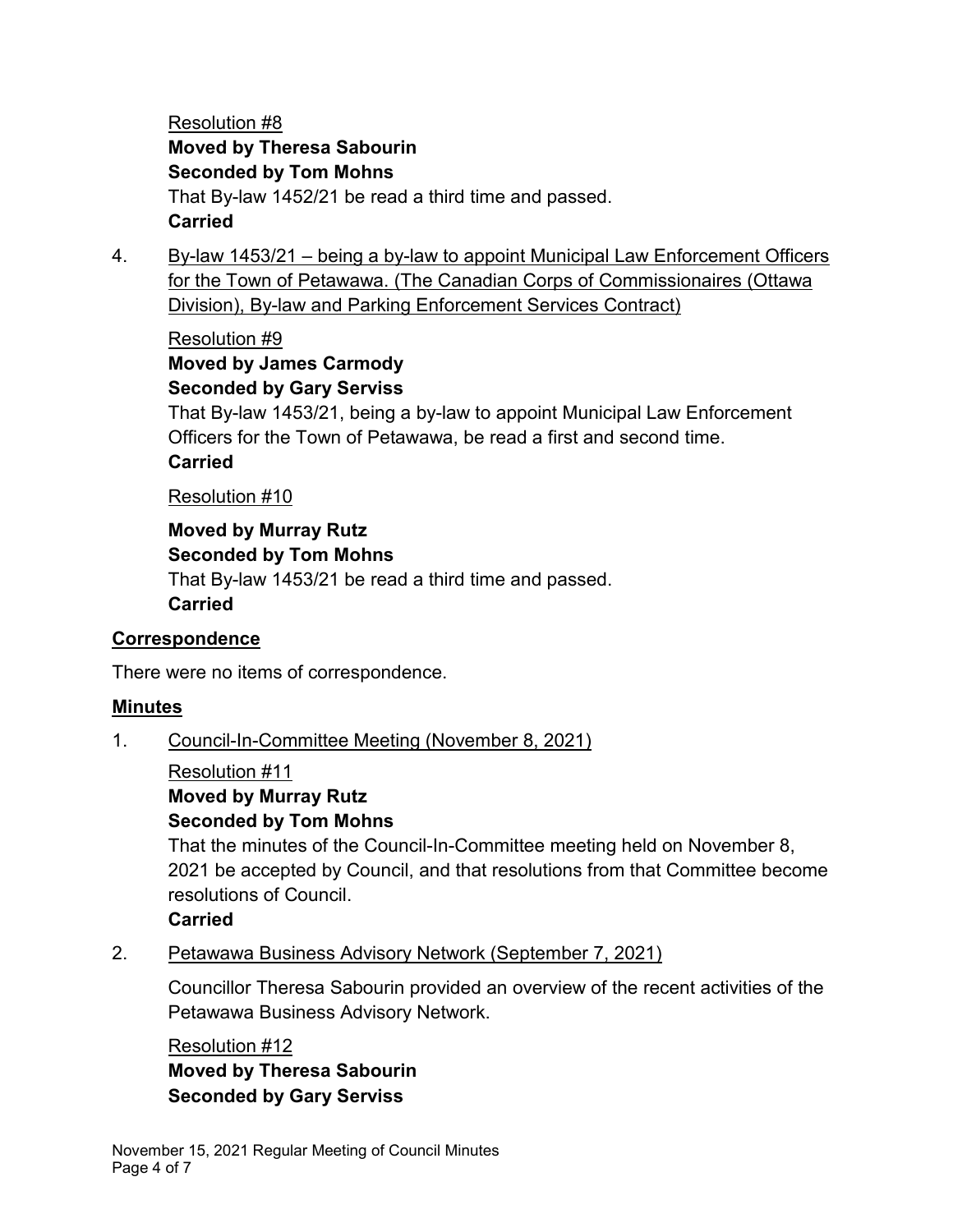Resolution #8

**Moved by Theresa Sabourin**
**Seconded by Tom Mohns**
That By-law 1452/21 be read a third time and passed.
**Carried**

4. By-law 1453/21 – being a by-law to appoint Municipal Law Enforcement Officers for the Town of Petawawa. (The Canadian Corps of Commissionaires (Ottawa Division), By-law and Parking Enforcement Services Contract)

Resolution #9

**Moved by James Carmody**
**Seconded by Gary Serviss**
That By-law 1453/21, being a by-law to appoint Municipal Law Enforcement Officers for the Town of Petawawa, be read a first and second time.
**Carried**

Resolution #10

**Moved by Murray Rutz**
**Seconded by Tom Mohns**
That By-law 1453/21 be read a third time and passed.
**Carried**

## Correspondence

There were no items of correspondence.

## Minutes

1. Council-In-Committee Meeting (November 8, 2021)

Resolution #11

**Moved by Murray Rutz**
**Seconded by Tom Mohns**
That the minutes of the Council-In-Committee meeting held on November 8, 2021 be accepted by Council, and that resolutions from that Committee become resolutions of Council.
**Carried**

2. Petawawa Business Advisory Network (September 7, 2021)

Councillor Theresa Sabourin provided an overview of the recent activities of the Petawawa Business Advisory Network.

Resolution #12

**Moved by Theresa Sabourin**
**Seconded by Gary Serviss**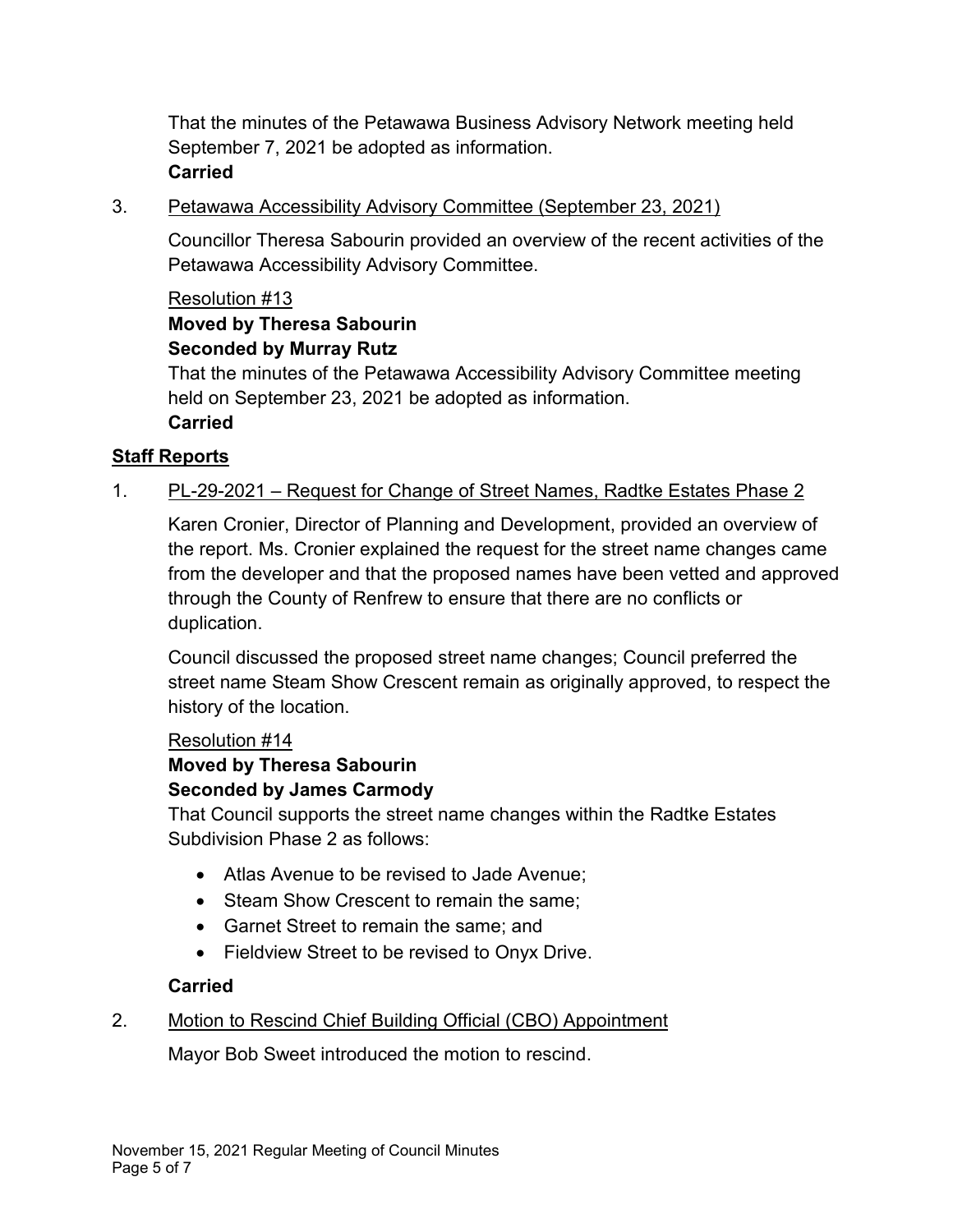That the minutes of the Petawawa Business Advisory Network meeting held September 7, 2021 be adopted as information.
**Carried**

3. Petawawa Accessibility Advisory Committee (September 23, 2021)

   Councillor Theresa Sabourin provided an overview of the recent activities of the Petawawa Accessibility Advisory Committee.

   Resolution #13
   **Moved by Theresa Sabourin**
   **Seconded by Murray Rutz**
   That the minutes of the Petawawa Accessibility Advisory Committee meeting held on September 23, 2021 be adopted as information.
   **Carried**

## Staff Reports

1. PL-29-2021 – Request for Change of Street Names, Radtke Estates Phase 2

   Karen Cronier, Director of Planning and Development, provided an overview of the report. Ms. Cronier explained the request for the street name changes came from the developer and that the proposed names have been vetted and approved through the County of Renfrew to ensure that there are no conflicts or duplication.

   Council discussed the proposed street name changes; Council preferred the street name Steam Show Crescent remain as originally approved, to respect the history of the location.

   Resolution #14
   **Moved by Theresa Sabourin**
   **Seconded by James Carmody**
   That Council supports the street name changes within the Radtke Estates Subdivision Phase 2 as follows:

   - Atlas Avenue to be revised to Jade Avenue;
   - Steam Show Crescent to remain the same;
   - Garnet Street to remain the same; and
   - Fieldview Street to be revised to Onyx Drive.

   **Carried**

2. Motion to Rescind Chief Building Official (CBO) Appointment

   Mayor Bob Sweet introduced the motion to rescind.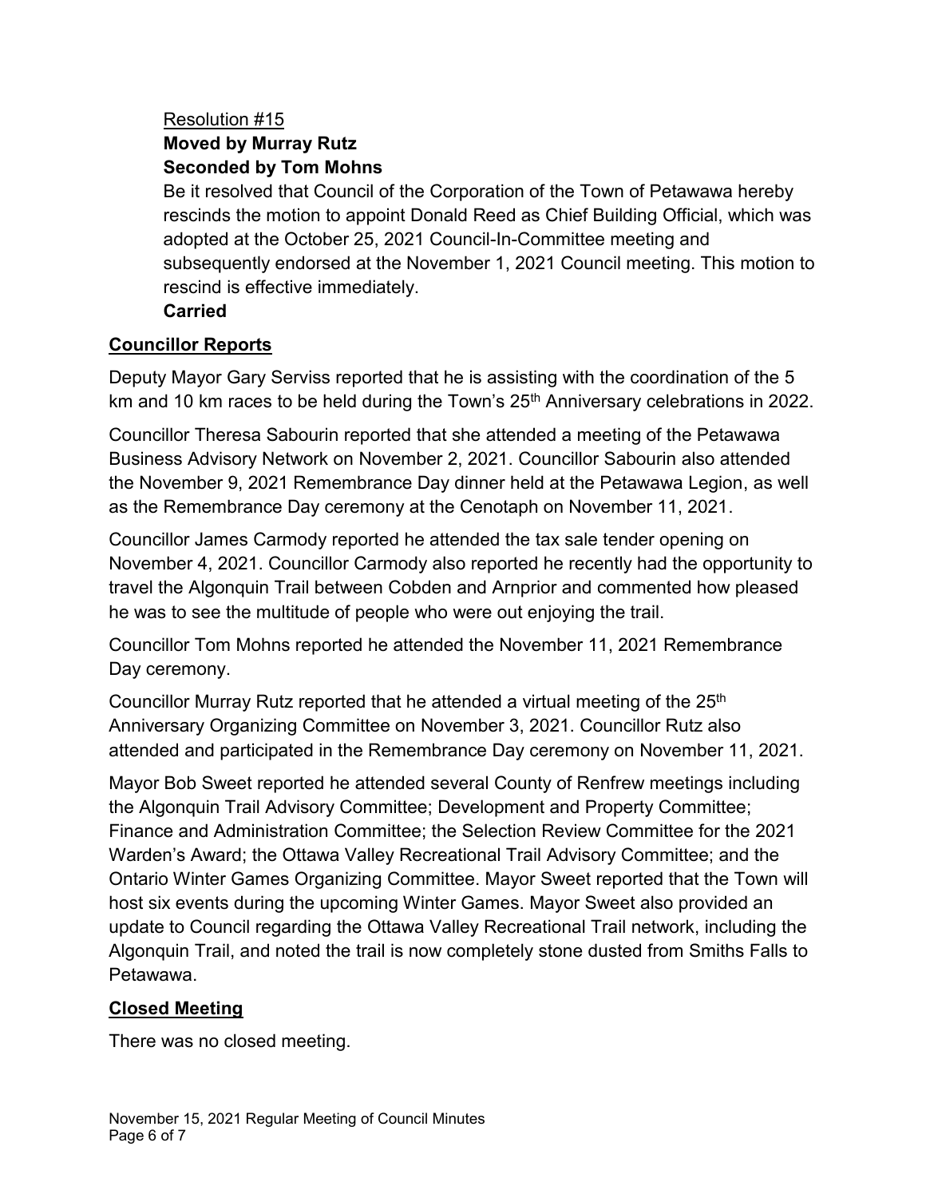Resolution #15

**Moved by Murray Rutz**

**Seconded by Tom Mohns**

Be it resolved that Council of the Corporation of the Town of Petawawa hereby rescinds the motion to appoint Donald Reed as Chief Building Official, which was adopted at the October 25, 2021 Council-In-Committee meeting and subsequently endorsed at the November 1, 2021 Council meeting. This motion to rescind is effective immediately.

**Carried**

## Councillor Reports

Deputy Mayor Gary Serviss reported that he is assisting with the coordination of the 5 km and 10 km races to be held during the Town's 25th Anniversary celebrations in 2022.

Councillor Theresa Sabourin reported that she attended a meeting of the Petawawa Business Advisory Network on November 2, 2021. Councillor Sabourin also attended the November 9, 2021 Remembrance Day dinner held at the Petawawa Legion, as well as the Remembrance Day ceremony at the Cenotaph on November 11, 2021.

Councillor James Carmody reported he attended the tax sale tender opening on November 4, 2021. Councillor Carmody also reported he recently had the opportunity to travel the Algonquin Trail between Cobden and Arnprior and commented how pleased he was to see the multitude of people who were out enjoying the trail.

Councillor Tom Mohns reported he attended the November 11, 2021 Remembrance Day ceremony.

Councillor Murray Rutz reported that he attended a virtual meeting of the 25th Anniversary Organizing Committee on November 3, 2021. Councillor Rutz also attended and participated in the Remembrance Day ceremony on November 11, 2021.

Mayor Bob Sweet reported he attended several County of Renfrew meetings including the Algonquin Trail Advisory Committee; Development and Property Committee; Finance and Administration Committee; the Selection Review Committee for the 2021 Warden's Award; the Ottawa Valley Recreational Trail Advisory Committee; and the Ontario Winter Games Organizing Committee. Mayor Sweet reported that the Town will host six events during the upcoming Winter Games. Mayor Sweet also provided an update to Council regarding the Ottawa Valley Recreational Trail network, including the Algonquin Trail, and noted the trail is now completely stone dusted from Smiths Falls to Petawawa.

## Closed Meeting

There was no closed meeting.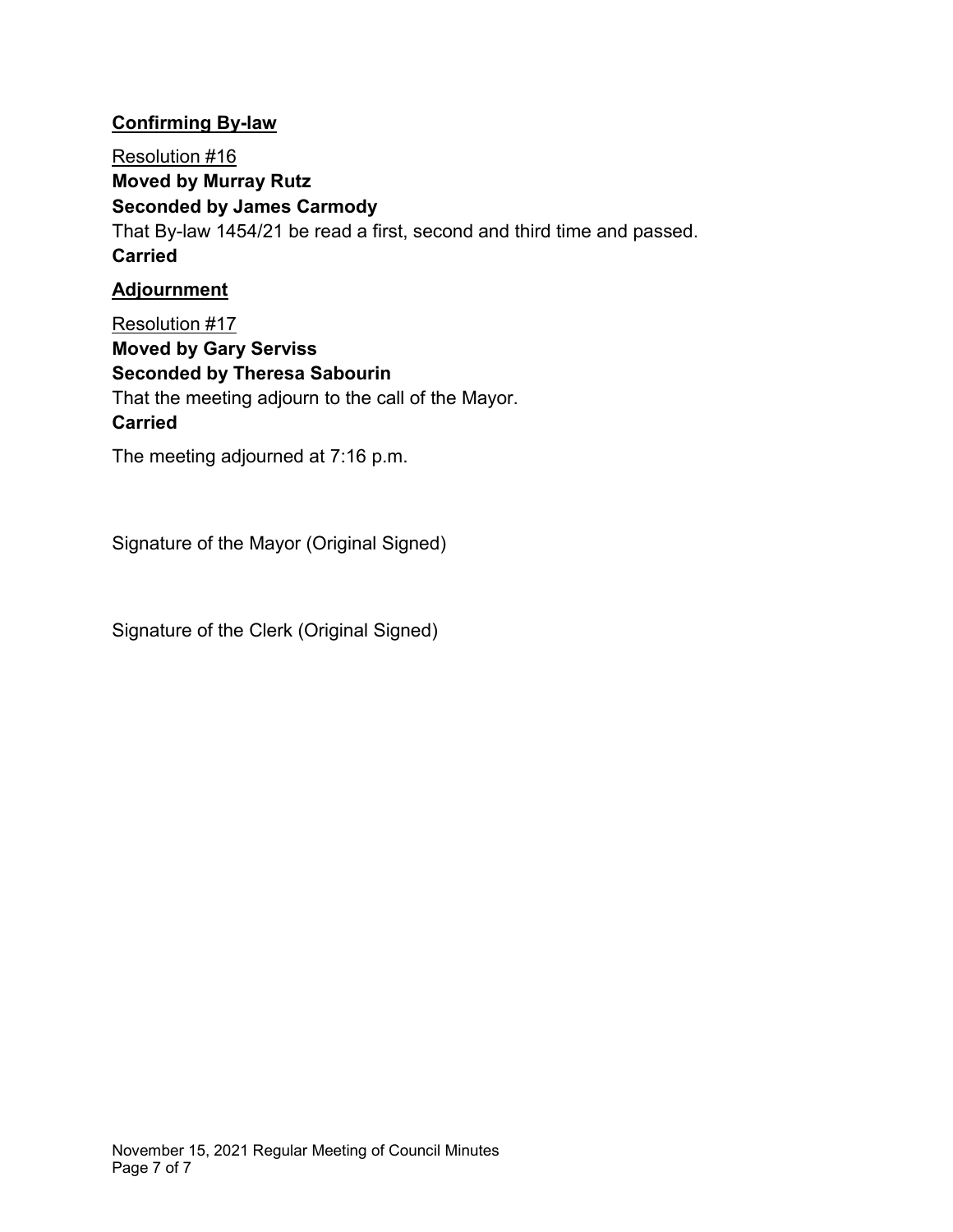## Confirming By-law

Resolution #16
**Moved by Murray Rutz**
**Seconded by James Carmody**
That By-law 1454/21 be read a first, second and third time and passed.
**Carried**

## Adjournment

Resolution #17
**Moved by Gary Serviss**
**Seconded by Theresa Sabourin**
That the meeting adjourn to the call of the Mayor.
**Carried**

The meeting adjourned at 7:16 p.m.

Signature of the Mayor (Original Signed)

Signature of the Clerk (Original Signed)